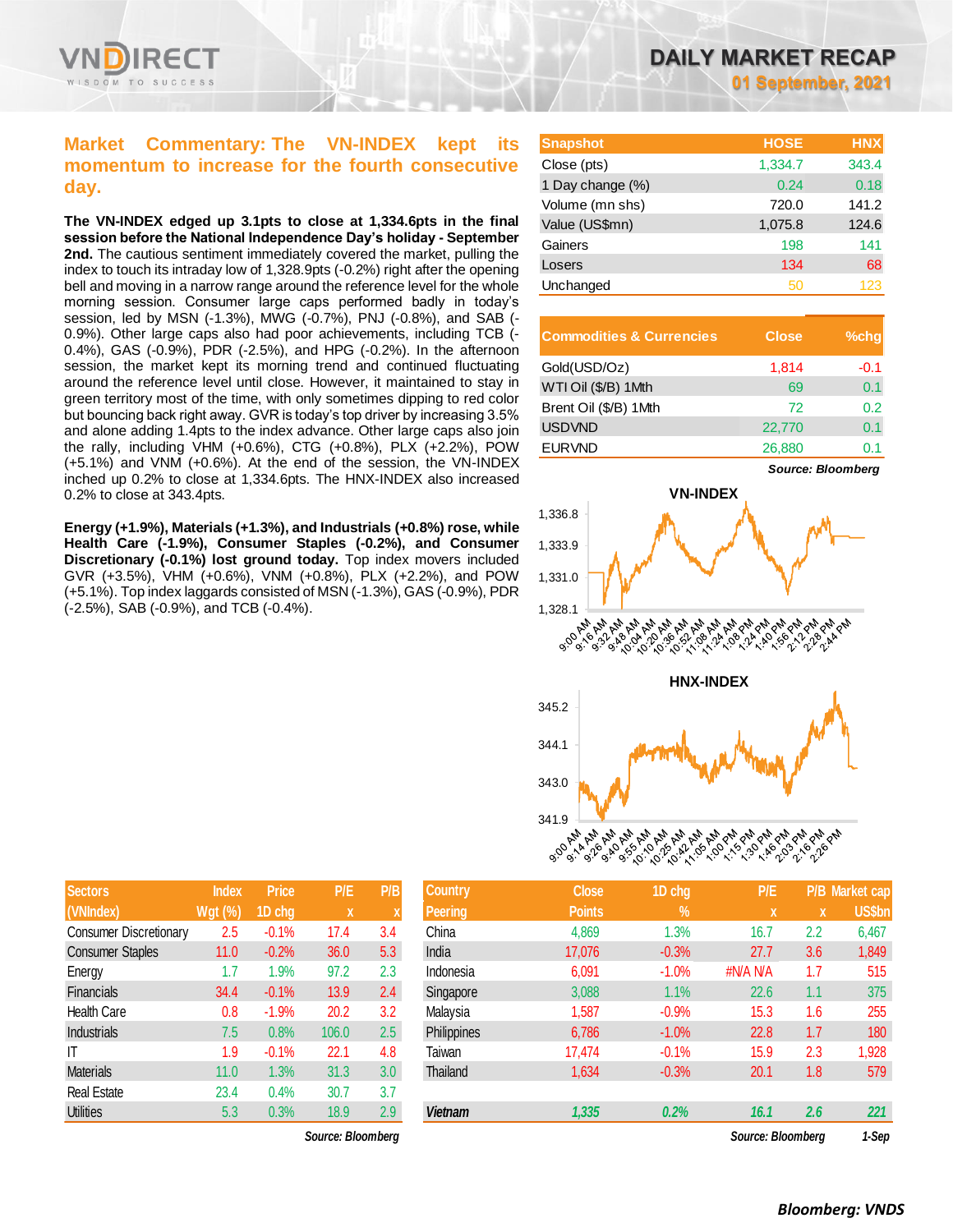# DAILY MARKET RECAP

**01 September, 2021**

## Market Commentary: The VN-INDEX kept its momentum to increase for the fourth consecutive day.

**The VN-INDEX edged up 3.1pts to close at 1,334.6pts in the final session before the National Independence Day's holiday - September 2nd.** The cautious sentiment immediately covered the market, pulling the index to touch its intraday low of 1,328.9pts (-0.2%) right after the opening bell and moving in a narrow range around the reference level for the whole morning session. Consumer large caps performed badly in today's session, led by MSN (-1.3%), MWG (-0.7%), PNJ (-0.8%), and SAB (-0.9%). Other large caps also had poor achievements, including TCB (-0.4%), GAS (-0.9%), PDR (-2.5%), and HPG (-0.2%). In the afternoon session, the market kept its morning trend and continued fluctuating around the reference level until close. However, it maintained to stay in green territory most of the time, with only sometimes dipping to red color but bouncing back right away. GVR is today's top driver by increasing 3.5% and alone adding 1.4pts to the index advance. Other large caps also join the rally, including VHM (+0.6%), CTG (+0.8%), PLX (+2.2%), POW (+5.1%) and VNM (+0.6%). At the end of the session, the VN-INDEX inched up 0.2% to close at 1,334.6pts. The HNX-INDEX also increased 0.2% to close at 343.4pts.

**Energy (+1.9%), Materials (+1.3%), and Industrials (+0.8%) rose, while Health Care (-1.9%), Consumer Staples (-0.2%), and Consumer Discretionary (-0.1%) lost ground today.** Top index movers included GVR (+3.5%), VHM (+0.6%), VNM (+0.8%), PLX (+2.2%), and POW (+5.1%). Top index laggards consisted of MSN (-1.3%), GAS (-0.9%), PDR (-2.5%), SAB (-0.9%), and TCB (-0.4%).

| Snapshot | HOSE | HNX |
|---|---|---|
| Close (pts) | 1,334.7 | 343.4 |
| 1 Day change (%) | 0.24 | 0.18 |
| Volume (mn shs) | 720.0 | 141.2 |
| Value (US$mn) | 1,075.8 | 124.6 |
| Gainers | 198 | 141 |
| Losers | 134 | 68 |
| Unchanged | 50 | 123 |

| Commodities & Currencies | Close | %chg |
|---|---|---|
| Gold(USD/Oz) | 1,814 | -0.1 |
| WTI Oil ($/B) 1Mth | 69 | 0.1 |
| Brent Oil ($/B) 1Mth | 72 | 0.2 |
| USDVND | 22,770 | 0.1 |
| EURVND | 26,880 | 0.1 |

*Source: Bloomberg*

| Sectors (VNIndex) | Index Wgt (%) | Price 1D chg | P/E x | P/B x |
|---|---|---|---|---|
| Consumer Discretionary | 2.5 | -0.1% | 17.4 | 3.4 |
| Consumer Staples | 11.0 | -0.2% | 36.0 | 5.3 |
| Energy | 1.7 | 1.9% | 97.2 | 2.3 |
| Financials | 34.4 | -0.1% | 13.9 | 2.4 |
| Health Care | 0.8 | -1.9% | 20.2 | 3.2 |
| Industrials | 7.5 | 0.8% | 106.0 | 2.5 |
| IT | 1.9 | -0.1% | 22.1 | 4.8 |
| Materials | 11.0 | 1.3% | 31.3 | 3.0 |
| Real Estate | 23.4 | 0.4% | 30.7 | 3.7 |
| Utilities | 5.3 | 0.3% | 18.9 | 2.9 |

*Source: Bloomberg*

| Country Peering | Close Points | 1D chg % | P/E x | P/B x | Market cap US$bn |
|---|---|---|---|---|---|
| China | 4,869 | 1.3% | 16.7 | 2.2 | 6,467 |
| India | 17,076 | -0.3% | 27.7 | 3.6 | 1,849 |
| Indonesia | 6,091 | -1.0% | #N/A N/A | 1.7 | 515 |
| Singapore | 3,088 | 1.1% | 22.6 | 1.1 | 375 |
| Malaysia | 1,587 | -0.9% | 15.3 | 1.6 | 255 |
| Philippines | 6,786 | -1.0% | 22.8 | 1.7 | 180 |
| Taiwan | 17,474 | -0.1% | 15.9 | 2.3 | 1,928 |
| Thailand | 1,634 | -0.3% | 20.1 | 1.8 | 579 |
| ***Vietnam*** | ***1,335*** | ***0.2%*** | ***16.1*** | ***2.6*** | ***221*** |

*Source: Bloomberg* *1-Sep*

***Bloomberg: VNDS***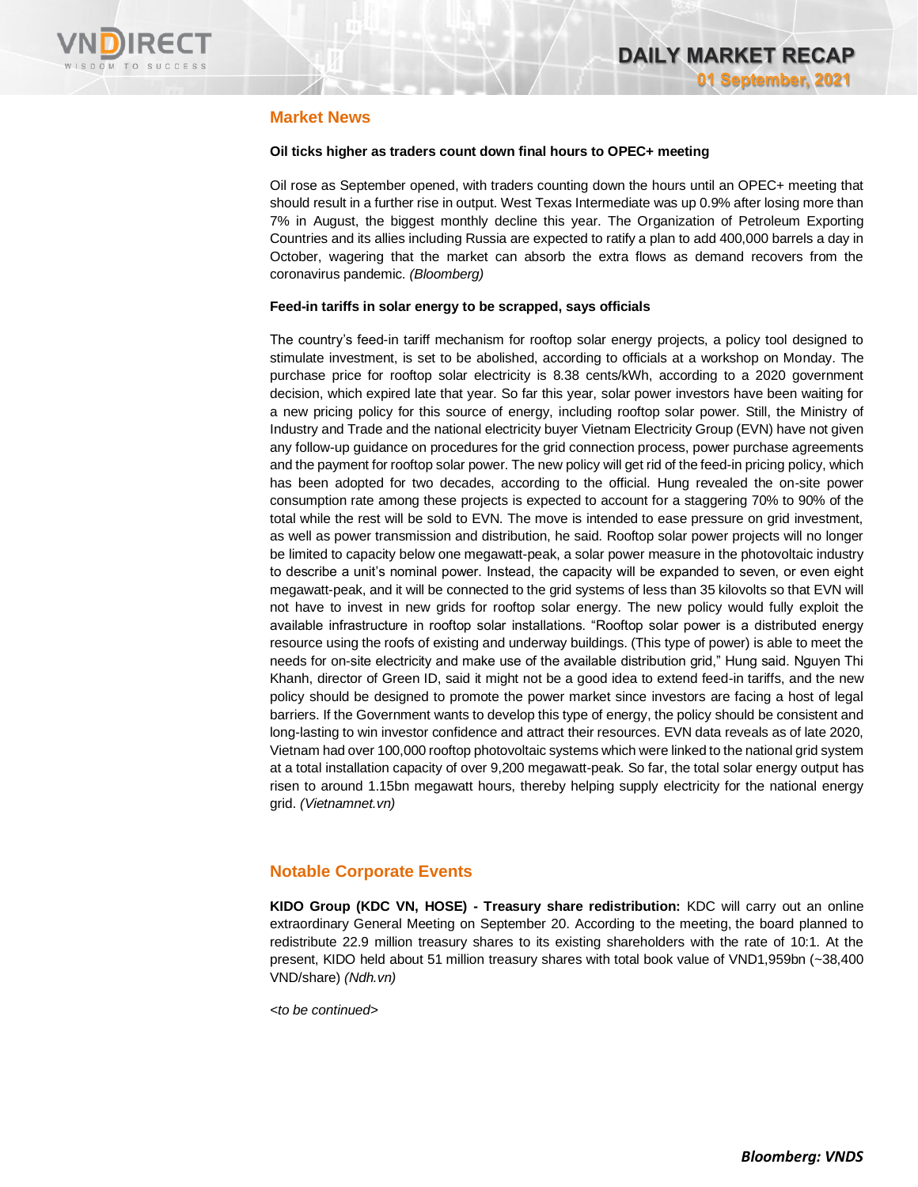## Market News

**Oil ticks higher as traders count down final hours to OPEC+ meeting**

Oil rose as September opened, with traders counting down the hours until an OPEC+ meeting that should result in a further rise in output. West Texas Intermediate was up 0.9% after losing more than 7% in August, the biggest monthly decline this year. The Organization of Petroleum Exporting Countries and its allies including Russia are expected to ratify a plan to add 400,000 barrels a day in October, wagering that the market can absorb the extra flows as demand recovers from the coronavirus pandemic. *(Bloomberg)*

**Feed-in tariffs in solar energy to be scrapped, says officials**

The country's feed-in tariff mechanism for rooftop solar energy projects, a policy tool designed to stimulate investment, is set to be abolished, according to officials at a workshop on Monday. The purchase price for rooftop solar electricity is 8.38 cents/kWh, according to a 2020 government decision, which expired late that year. So far this year, solar power investors have been waiting for a new pricing policy for this source of energy, including rooftop solar power. Still, the Ministry of Industry and Trade and the national electricity buyer Vietnam Electricity Group (EVN) have not given any follow-up guidance on procedures for the grid connection process, power purchase agreements and the payment for rooftop solar power. The new policy will get rid of the feed-in pricing policy, which has been adopted for two decades, according to the official. Hung revealed the on-site power consumption rate among these projects is expected to account for a staggering 70% to 90% of the total while the rest will be sold to EVN. The move is intended to ease pressure on grid investment, as well as power transmission and distribution, he said. Rooftop solar power projects will no longer be limited to capacity below one megawatt-peak, a solar power measure in the photovoltaic industry to describe a unit's nominal power. Instead, the capacity will be expanded to seven, or even eight megawatt-peak, and it will be connected to the grid systems of less than 35 kilovolts so that EVN will not have to invest in new grids for rooftop solar energy. The new policy would fully exploit the available infrastructure in rooftop solar installations. "Rooftop solar power is a distributed energy resource using the roofs of existing and underway buildings. (This type of power) is able to meet the needs for on-site electricity and make use of the available distribution grid," Hung said. Nguyen Thi Khanh, director of Green ID, said it might not be a good idea to extend feed-in tariffs, and the new policy should be designed to promote the power market since investors are facing a host of legal barriers. If the Government wants to develop this type of energy, the policy should be consistent and long-lasting to win investor confidence and attract their resources. EVN data reveals as of late 2020, Vietnam had over 100,000 rooftop photovoltaic systems which were linked to the national grid system at a total installation capacity of over 9,200 megawatt-peak. So far, the total solar energy output has risen to around 1.15bn megawatt hours, thereby helping supply electricity for the national energy grid. *(Vietnamnet.vn)*

## Notable Corporate Events

**KIDO Group (KDC VN, HOSE) - Treasury share redistribution:** KDC will carry out an online extraordinary General Meeting on September 20. According to the meeting, the board planned to redistribute 22.9 million treasury shares to its existing shareholders with the rate of 10:1. At the present, KIDO held about 51 million treasury shares with total book value of VND1,959bn (~38,400 VND/share) *(Ndh.vn)*

*<to be continued>*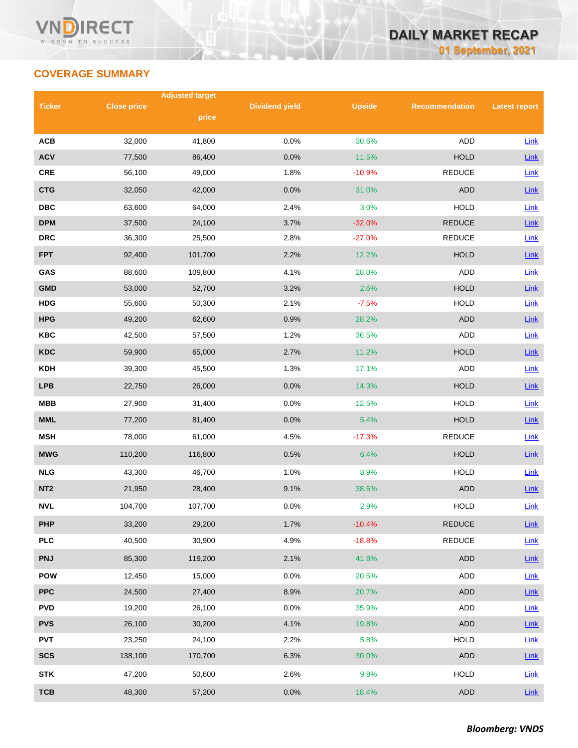## COVERAGE SUMMARY

| Ticker | Close price | Adjusted target price | Dividend yield | Upside | Recommendation | Latest report |
|---|---|---|---|---|---|---|
| ACB | 32,000 | 41,800 | 0.0% | 30.6% | ADD | Link |
| ACV | 77,500 | 86,400 | 0.0% | 11.5% | HOLD | Link |
| CRE | 56,100 | 49,000 | 1.8% | -10.9% | REDUCE | Link |
| CTG | 32,050 | 42,000 | 0.0% | 31.0% | ADD | Link |
| DBC | 63,600 | 64,000 | 2.4% | 3.0% | HOLD | Link |
| DPM | 37,500 | 24,100 | 3.7% | -32.0% | REDUCE | Link |
| DRC | 36,300 | 25,500 | 2.8% | -27.0% | REDUCE | Link |
| FPT | 92,400 | 101,700 | 2.2% | 12.2% | HOLD | Link |
| GAS | 88,600 | 109,800 | 4.1% | 28.0% | ADD | Link |
| GMD | 53,000 | 52,700 | 3.2% | 2.6% | HOLD | Link |
| HDG | 55,600 | 50,300 | 2.1% | -7.5% | HOLD | Link |
| HPG | 49,200 | 62,600 | 0.9% | 28.2% | ADD | Link |
| KBC | 42,500 | 57,500 | 1.2% | 36.5% | ADD | Link |
| KDC | 59,900 | 65,000 | 2.7% | 11.2% | HOLD | Link |
| KDH | 39,300 | 45,500 | 1.3% | 17.1% | ADD | Link |
| LPB | 22,750 | 26,000 | 0.0% | 14.3% | HOLD | Link |
| MBB | 27,900 | 31,400 | 0.0% | 12.5% | HOLD | Link |
| MML | 77,200 | 81,400 | 0.0% | 5.4% | HOLD | Link |
| MSH | 78,000 | 61,000 | 4.5% | -17.3% | REDUCE | Link |
| MWG | 110,200 | 116,800 | 0.5% | 6.4% | HOLD | Link |
| NLG | 43,300 | 46,700 | 1.0% | 8.9% | HOLD | Link |
| NT2 | 21,950 | 28,400 | 9.1% | 38.5% | ADD | Link |
| NVL | 104,700 | 107,700 | 0.0% | 2.9% | HOLD | Link |
| PHP | 33,200 | 29,200 | 1.7% | -10.4% | REDUCE | Link |
| PLC | 40,500 | 30,900 | 4.9% | -18.8% | REDUCE | Link |
| PNJ | 85,300 | 119,200 | 2.1% | 41.8% | ADD | Link |
| POW | 12,450 | 15,000 | 0.0% | 20.5% | ADD | Link |
| PPC | 24,500 | 27,400 | 8.9% | 20.7% | ADD | Link |
| PVD | 19,200 | 26,100 | 0.0% | 35.9% | ADD | Link |
| PVS | 26,100 | 30,200 | 4.1% | 19.8% | ADD | Link |
| PVT | 23,250 | 24,100 | 2.2% | 5.8% | HOLD | Link |
| SCS | 138,100 | 170,700 | 6.3% | 30.0% | ADD | Link |
| STK | 47,200 | 50,600 | 2.6% | 9.8% | HOLD | Link |
| TCB | 48,300 | 57,200 | 0.0% | 18.4% | ADD | Link |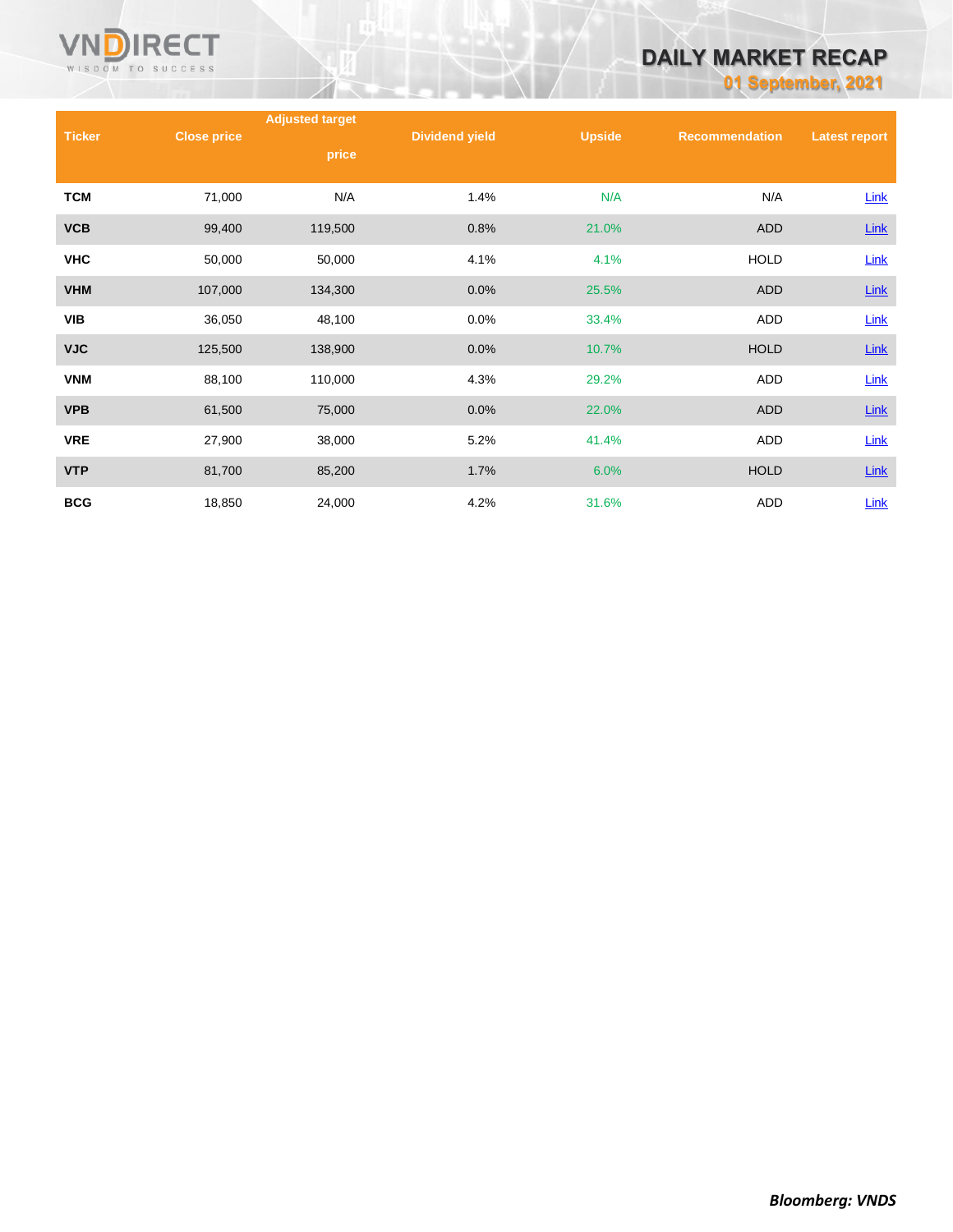| Ticker | Close price | Adjusted target price | Dividend yield | Upside | Recommendation | Latest report |
|---|---|---|---|---|---|---|
| TCM | 71,000 | N/A | 1.4% | N/A | N/A | Link |
| VCB | 99,400 | 119,500 | 0.8% | 21.0% | ADD | Link |
| VHC | 50,000 | 50,000 | 4.1% | 4.1% | HOLD | Link |
| VHM | 107,000 | 134,300 | 0.0% | 25.5% | ADD | Link |
| VIB | 36,050 | 48,100 | 0.0% | 33.4% | ADD | Link |
| VJC | 125,500 | 138,900 | 0.0% | 10.7% | HOLD | Link |
| VNM | 88,100 | 110,000 | 4.3% | 29.2% | ADD | Link |
| VPB | 61,500 | 75,000 | 0.0% | 22.0% | ADD | Link |
| VRE | 27,900 | 38,000 | 5.2% | 41.4% | ADD | Link |
| VTP | 81,700 | 85,200 | 1.7% | 6.0% | HOLD | Link |
| BCG | 18,850 | 24,000 | 4.2% | 31.6% | ADD | Link |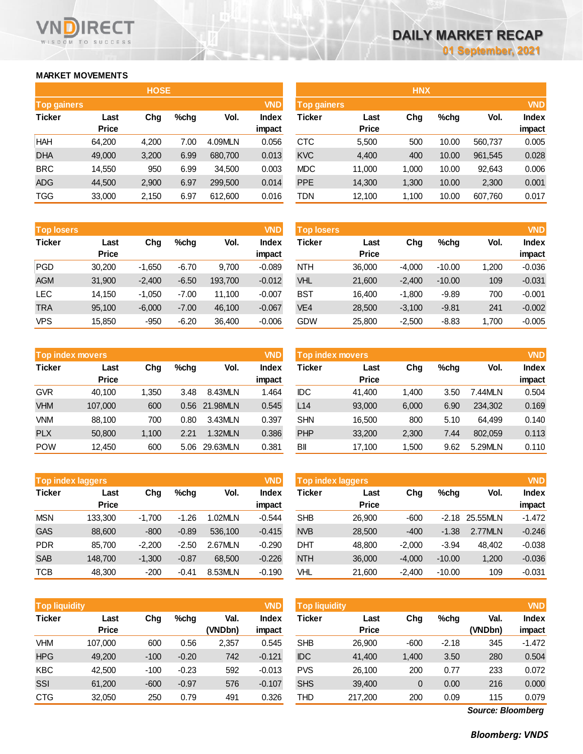# DAILY MARKET RECAP

**01 September, 2021**

## MARKET MOVEMENTS

### HOSE

| Top gainers | | | | | VND |
|---|---|---|---|---|---|
| Ticker | Last Price | Chg | %chg | Vol. | Index impact |
| HAH | 64,200 | 4,200 | 7.00 | 4.09MLN | 0.056 |
| DHA | 49,000 | 3,200 | 6.99 | 680,700 | 0.013 |
| BRC | 14,550 | 950 | 6.99 | 34,500 | 0.003 |
| ADG | 44,500 | 2,900 | 6.97 | 299,500 | 0.014 |
| TGG | 33,000 | 2,150 | 6.97 | 612,600 | 0.016 |

| Top losers | | | | | VND |
|---|---|---|---|---|---|
| Ticker | Last Price | Chg | %chg | Vol. | Index impact |
| PGD | 30,200 | -1,650 | -6.70 | 9,700 | -0.089 |
| AGM | 31,900 | -2,400 | -6.50 | 193,700 | -0.012 |
| LEC | 14,150 | -1,050 | -7.00 | 11,100 | -0.007 |
| TRA | 95,100 | -6,000 | -7.00 | 46,100 | -0.067 |
| VPS | 15,850 | -950 | -6.20 | 36,400 | -0.006 |

| Top index movers | | | | | VND |
|---|---|---|---|---|---|
| Ticker | Last Price | Chg | %chg | Vol. | Index impact |
| GVR | 40,100 | 1,350 | 3.48 | 8.43MLN | 1.464 |
| VHM | 107,000 | 600 | 0.56 | 21.98MLN | 0.545 |
| VNM | 88,100 | 700 | 0.80 | 3.43MLN | 0.397 |
| PLX | 50,800 | 1,100 | 2.21 | 1.32MLN | 0.386 |
| POW | 12,450 | 600 | 5.06 | 29.63MLN | 0.381 |

| Top index laggers | | | | | VND |
|---|---|---|---|---|---|
| Ticker | Last Price | Chg | %chg | Vol. | Index impact |
| MSN | 133,300 | -1,700 | -1.26 | 1.02MLN | -0.544 |
| GAS | 88,600 | -800 | -0.89 | 536,100 | -0.415 |
| PDR | 85,700 | -2,200 | -2.50 | 2.67MLN | -0.290 |
| SAB | 148,700 | -1,300 | -0.87 | 68,500 | -0.226 |
| TCB | 48,300 | -200 | -0.41 | 8.53MLN | -0.190 |

| Top liquidity | | | | | VND |
|---|---|---|---|---|---|
| Ticker | Last Price | Chg | %chg | Val. (VNDbn) | Index impact |
| VHM | 107,000 | 600 | 0.56 | 2,357 | 0.545 |
| HPG | 49,200 | -100 | -0.20 | 742 | -0.121 |
| KBC | 42,500 | -100 | -0.23 | 592 | -0.013 |
| SSI | 61,200 | -600 | -0.97 | 576 | -0.107 |
| CTG | 32,050 | 250 | 0.79 | 491 | 0.326 |

### HNX

| Top gainers | | | | | VND |
|---|---|---|---|---|---|
| Ticker | Last Price | Chg | %chg | Vol. | Index impact |
| CTC | 5,500 | 500 | 10.00 | 560,737 | 0.005 |
| KVC | 4,400 | 400 | 10.00 | 961,545 | 0.028 |
| MDC | 11,000 | 1,000 | 10.00 | 92,643 | 0.006 |
| PPE | 14,300 | 1,300 | 10.00 | 2,300 | 0.001 |
| TDN | 12,100 | 1,100 | 10.00 | 607,760 | 0.017 |

| Top losers | | | | | VND |
|---|---|---|---|---|---|
| Ticker | Last Price | Chg | %chg | Vol. | Index impact |
| NTH | 36,000 | -4,000 | -10.00 | 1,200 | -0.036 |
| VHL | 21,600 | -2,400 | -10.00 | 109 | -0.031 |
| BST | 16,400 | -1,800 | -9.89 | 700 | -0.001 |
| VE4 | 28,500 | -3,100 | -9.81 | 241 | -0.002 |
| GDW | 25,800 | -2,500 | -8.83 | 1,700 | -0.005 |

| Top index movers | | | | | VND |
|---|---|---|---|---|---|
| Ticker | Last Price | Chg | %chg | Vol. | Index impact |
| IDC | 41,400 | 1,400 | 3.50 | 7.44MLN | 0.504 |
| L14 | 93,000 | 6,000 | 6.90 | 234,302 | 0.169 |
| SHN | 16,500 | 800 | 5.10 | 64,499 | 0.140 |
| PHP | 33,200 | 2,300 | 7.44 | 802,059 | 0.113 |
| BII | 17,100 | 1,500 | 9.62 | 5.29MLN | 0.110 |

| Top index laggers | | | | | VND |
|---|---|---|---|---|---|
| Ticker | Last Price | Chg | %chg | Vol. | Index impact |
| SHB | 26,900 | -600 | -2.18 | 25.55MLN | -1.472 |
| NVB | 28,500 | -400 | -1.38 | 2.77MLN | -0.246 |
| DHT | 48,800 | -2,000 | -3.94 | 48,402 | -0.038 |
| NTH | 36,000 | -4,000 | -10.00 | 1,200 | -0.036 |
| VHL | 21,600 | -2,400 | -10.00 | 109 | -0.031 |

| Top liquidity | | | | | VND |
|---|---|---|---|---|---|
| Ticker | Last Price | Chg | %chg | Val. (VNDbn) | Index impact |
| SHB | 26,900 | -600 | -2.18 | 345 | -1.472 |
| IDC | 41,400 | 1,400 | 3.50 | 280 | 0.504 |
| PVS | 26,100 | 200 | 0.77 | 233 | 0.072 |
| SHS | 39,400 | 0 | 0.00 | 216 | 0.000 |
| THD | 217,200 | 200 | 0.09 | 115 | 0.079 |

*Source: Bloomberg*

***Bloomberg: VNDS***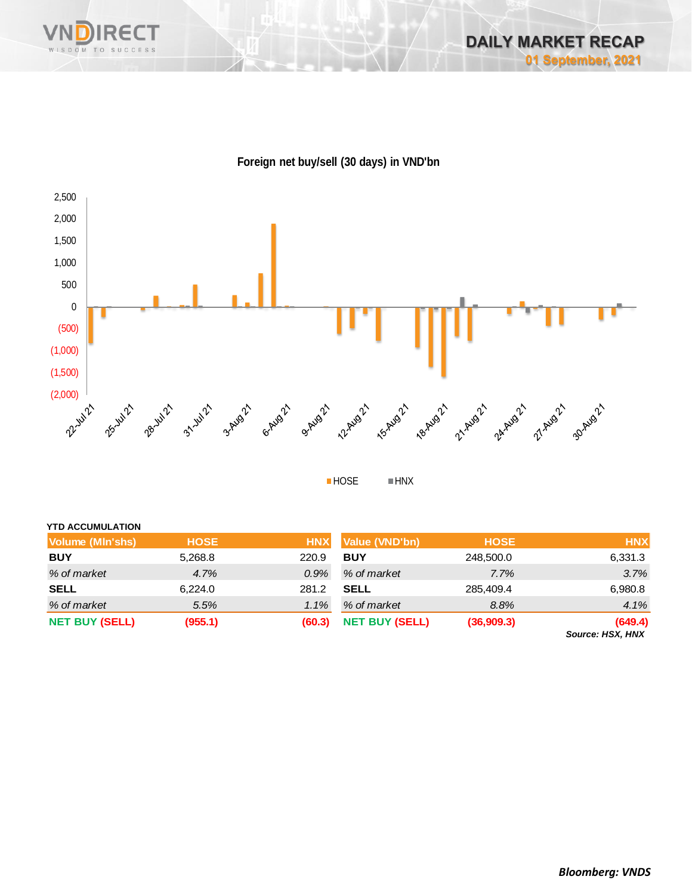Foreign net buy/sell (30 days) in VND'bn

YTD ACCUMULATION

| Volume (Mln'shs) | HOSE | HNX |
|---|---|---|
| **BUY** | 5,268.8 | 220.9 |
| *% of market* | *4.7%* | *0.9%* |
| **SELL** | 6,224.0 | 281.2 |
| *% of market* | *5.5%* | *1.1%* |
| **NET BUY (SELL)** | **(955.1)** | **(60.3)** |

| Value (VND'bn) | HOSE | HNX |
|---|---|---|
| **BUY** | 248,500.0 | 6,331.3 |
| *% of market* | *7.7%* | *3.7%* |
| **SELL** | 285,409.4 | 6,980.8 |
| *% of market* | *8.8%* | *4.1%* |
| **NET BUY (SELL)** | **(36,909.3)** | **(649.4)** |

***Source: HSX, HNX***

***Bloomberg: VNDS***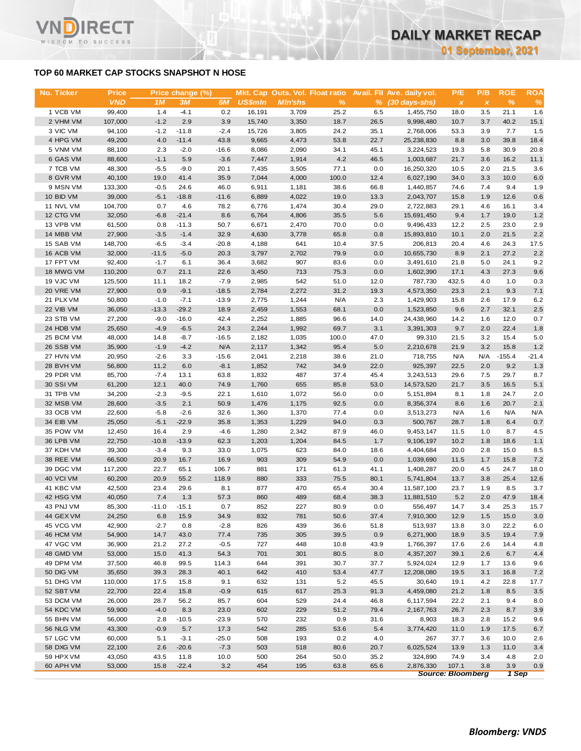## TOP 60 MARKET CAP STOCKS SNAPSHOT N HOSE

| No. | Ticker | Price | Price change (%) | | | Mkt. Cap | Outs. Vol. | Float ratio | Avail. FII | Ave. daily vol. | P/E | P/B | ROE | ROA |
|---|---|---|---|---|---|---|---|---|---|---|---|---|---|---|
| | | VND | 1M | 3M | 6M | US$mln | Mln'shs | % | % | (30 days-shs) | x | x | % | % |
| 1 | VCB VM | 99,400 | 1.4 | -4.1 | 0.2 | 16,191 | 3,709 | 25.2 | 6.5 | 1,455,750 | 18.0 | 3.5 | 21.1 | 1.6 |
| 2 | VHM VM | 107,000 | -1.2 | 2.9 | 3.9 | 15,740 | 3,350 | 18.7 | 26.5 | 9,998,480 | 10.7 | 3.7 | 40.2 | 15.1 |
| 3 | VIC VM | 94,100 | -1.2 | -11.8 | -2.4 | 15,726 | 3,805 | 24.2 | 35.1 | 2,768,006 | 53.3 | 3.9 | 7.7 | 1.5 |
| 4 | HPG VM | 49,200 | 4.0 | -11.4 | 43.8 | 9,665 | 4,473 | 53.8 | 22.7 | 25,238,830 | 8.8 | 3.0 | 39.8 | 18.4 |
| 5 | VNM VM | 88,100 | 2.3 | -2.0 | -16.6 | 8,086 | 2,090 | 34.1 | 45.1 | 3,224,523 | 19.3 | 5.8 | 30.9 | 20.8 |
| 6 | GAS VM | 88,600 | -1.1 | 5.9 | -3.6 | 7,447 | 1,914 | 4.2 | 46.5 | 1,003,687 | 21.7 | 3.6 | 16.2 | 11.1 |
| 7 | TCB VM | 48,300 | -5.5 | -9.0 | 20.1 | 7,435 | 3,505 | 77.1 | 0.0 | 16,250,320 | 10.5 | 2.0 | 21.5 | 3.6 |
| 8 | GVR VM | 40,100 | 19.0 | 41.4 | 35.9 | 7,044 | 4,000 | 100.0 | 12.4 | 6,027,190 | 34.0 | 3.3 | 10.0 | 6.0 |
| 9 | MSN VM | 133,300 | -0.5 | 24.6 | 46.0 | 6,911 | 1,181 | 38.6 | 66.8 | 1,440,857 | 74.6 | 7.4 | 9.4 | 1.9 |
| 10 | BID VM | 39,000 | -5.1 | -18.8 | -11.6 | 6,889 | 4,022 | 19.0 | 13.3 | 2,043,707 | 15.8 | 1.9 | 12.6 | 0.6 |
| 11 | NVL VM | 104,700 | 0.7 | 4.6 | 78.2 | 6,776 | 1,474 | 30.4 | 29.0 | 2,722,883 | 29.1 | 4.6 | 16.1 | 3.4 |
| 12 | CTG VM | 32,050 | -6.8 | -21.4 | 8.6 | 6,764 | 4,806 | 35.5 | 5.6 | 15,691,450 | 9.4 | 1.7 | 19.0 | 1.2 |
| 13 | VPB VM | 61,500 | 0.8 | -11.3 | 50.7 | 6,671 | 2,470 | 70.0 | 0.0 | 9,496,433 | 12.2 | 2.5 | 23.0 | 2.9 |
| 14 | MBB VM | 27,900 | -3.5 | -1.4 | 32.9 | 4,630 | 3,778 | 65.8 | 0.8 | 15,893,810 | 10.1 | 2.0 | 21.5 | 2.2 |
| 15 | SAB VM | 148,700 | -6.5 | -3.4 | -20.8 | 4,188 | 641 | 10.4 | 37.5 | 206,813 | 20.4 | 4.6 | 24.3 | 17.5 |
| 16 | ACB VM | 32,000 | -11.5 | -5.0 | 20.3 | 3,797 | 2,702 | 79.9 | 0.0 | 10,655,730 | 8.9 | 2.1 | 27.2 | 2.2 |
| 17 | FPT VM | 92,400 | -1.7 | 6.1 | 36.4 | 3,682 | 907 | 83.6 | 0.0 | 3,491,610 | 21.8 | 5.0 | 24.1 | 9.2 |
| 18 | MWG VM | 110,200 | 0.7 | 21.1 | 22.6 | 3,450 | 713 | 75.3 | 0.0 | 1,602,390 | 17.1 | 4.3 | 27.3 | 9.6 |
| 19 | VJC VM | 125,500 | 11.1 | 18.2 | -7.9 | 2,985 | 542 | 51.0 | 12.0 | 787,730 | 432.5 | 4.0 | 1.0 | 0.3 |
| 20 | VRE VM | 27,900 | 0.9 | -9.1 | -18.5 | 2,784 | 2,272 | 31.2 | 19.3 | 4,573,350 | 23.3 | 2.1 | 9.3 | 7.1 |
| 21 | PLX VM | 50,800 | -1.0 | -7.1 | -13.9 | 2,775 | 1,244 | N/A | 2.3 | 1,429,903 | 15.8 | 2.6 | 17.9 | 6.2 |
| 22 | VIB VM | 36,050 | -13.3 | -29.2 | 18.9 | 2,459 | 1,553 | 68.1 | 0.0 | 1,523,850 | 9.6 | 2.7 | 32.1 | 2.5 |
| 23 | STB VM | 27,200 | -9.0 | -16.0 | 42.4 | 2,252 | 1,885 | 96.6 | 14.0 | 24,438,960 | 14.2 | 1.6 | 12.0 | 0.7 |
| 24 | HDB VM | 25,650 | -4.9 | -6.5 | 24.3 | 2,244 | 1,992 | 69.7 | 3.1 | 3,391,303 | 9.7 | 2.0 | 22.4 | 1.8 |
| 25 | BCM VM | 48,000 | 14.8 | -8.7 | -16.5 | 2,182 | 1,035 | 100.0 | 47.0 | 99,310 | 21.5 | 3.2 | 15.4 | 5.0 |
| 26 | SSB VM | 35,900 | -1.9 | -4.2 | N/A | 2,117 | 1,342 | 95.4 | 5.0 | 2,210,678 | 21.9 | 3.2 | 15.8 | 1.2 |
| 27 | HVN VM | 20,950 | -2.6 | 3.3 | -15.6 | 2,041 | 2,218 | 38.6 | 21.0 | 718,755 | N/A | N/A | -155.4 | -21.4 |
| 28 | BVH VM | 56,800 | 11.2 | 6.0 | -8.1 | 1,852 | 742 | 34.9 | 22.0 | 925,397 | 22.5 | 2.0 | 9.2 | 1.3 |
| 29 | PDR VM | 85,700 | -7.4 | 13.1 | 63.8 | 1,832 | 487 | 37.4 | 45.4 | 3,243,513 | 29.6 | 7.5 | 29.7 | 8.7 |
| 30 | SSI VM | 61,200 | 12.1 | 40.0 | 74.9 | 1,760 | 655 | 85.8 | 53.0 | 14,573,520 | 21.7 | 3.5 | 16.5 | 5.1 |
| 31 | TPB VM | 34,200 | -2.3 | -9.5 | 22.1 | 1,610 | 1,072 | 56.0 | 0.0 | 5,151,894 | 8.1 | 1.8 | 24.7 | 2.0 |
| 32 | MSB VM | 28,600 | -3.5 | 2.1 | 50.9 | 1,476 | 1,175 | 92.5 | 0.0 | 8,356,374 | 8.6 | 1.6 | 20.7 | 2.1 |
| 33 | OCB VM | 22,600 | -5.8 | -2.6 | 32.6 | 1,360 | 1,370 | 77.4 | 0.0 | 3,513,273 | N/A | 1.6 | N/A | N/A |
| 34 | EIB VM | 25,050 | -5.1 | -22.9 | 35.8 | 1,353 | 1,229 | 94.0 | 0.3 | 500,767 | 28.7 | 1.8 | 6.4 | 0.7 |
| 35 | POW VM | 12,450 | 16.4 | 2.9 | -4.6 | 1,280 | 2,342 | 87.9 | 46.0 | 9,453,147 | 11.5 | 1.0 | 8.7 | 4.5 |
| 36 | LPB VM | 22,750 | -10.8 | -13.9 | 62.3 | 1,203 | 1,204 | 84.5 | 1.7 | 9,106,197 | 10.2 | 1.8 | 18.6 | 1.1 |
| 37 | KDH VM | 39,300 | -3.4 | 9.3 | 33.0 | 1,075 | 623 | 84.0 | 18.6 | 4,404,684 | 20.0 | 2.8 | 15.0 | 8.5 |
| 38 | REE VM | 66,500 | 20.9 | 16.7 | 16.9 | 903 | 309 | 54.9 | 0.0 | 1,039,690 | 11.5 | 1.7 | 15.8 | 7.2 |
| 39 | DGC VM | 117,200 | 22.7 | 65.1 | 106.7 | 881 | 171 | 61.3 | 41.1 | 1,408,287 | 20.0 | 4.5 | 24.7 | 18.0 |
| 40 | VCI VM | 60,200 | 20.9 | 55.2 | 118.9 | 880 | 333 | 75.5 | 80.1 | 5,741,804 | 13.7 | 3.8 | 25.4 | 12.6 |
| 41 | KBC VM | 42,500 | 23.4 | 29.6 | 8.1 | 877 | 470 | 65.4 | 30.4 | 11,587,100 | 23.7 | 1.9 | 8.5 | 3.7 |
| 42 | HSG VM | 40,050 | 7.4 | 1.3 | 57.3 | 860 | 489 | 68.4 | 38.3 | 11,881,510 | 5.2 | 2.0 | 47.9 | 18.4 |
| 43 | PNJ VM | 85,300 | -11.0 | -15.1 | 0.7 | 852 | 227 | 80.9 | 0.0 | 556,497 | 14.7 | 3.4 | 25.3 | 15.7 |
| 44 | GEX VM | 24,250 | 6.8 | 15.9 | 34.9 | 832 | 781 | 50.6 | 37.4 | 7,910,300 | 12.9 | 1.5 | 15.0 | 3.0 |
| 45 | VCG VM | 42,900 | -2.7 | 0.8 | -2.8 | 826 | 439 | 36.6 | 51.8 | 513,937 | 13.8 | 3.0 | 22.2 | 6.0 |
| 46 | HCM VM | 54,900 | 14.7 | 43.0 | 77.4 | 735 | 305 | 39.5 | 0.9 | 6,271,900 | 18.9 | 3.5 | 19.4 | 7.9 |
| 47 | VGC VM | 36,900 | 21.2 | 27.2 | -0.5 | 727 | 448 | 10.8 | 43.9 | 1,766,397 | 17.6 | 2.6 | 14.4 | 4.8 |
| 48 | GMD VM | 53,000 | 15.0 | 41.3 | 54.3 | 701 | 301 | 80.5 | 8.0 | 4,357,207 | 39.1 | 2.6 | 6.7 | 4.4 |
| 49 | DPM VM | 37,500 | 46.8 | 99.5 | 114.3 | 644 | 391 | 30.7 | 37.7 | 5,924,024 | 12.9 | 1.7 | 13.6 | 9.6 |
| 50 | DIG VM | 35,650 | 39.3 | 28.3 | 40.1 | 642 | 410 | 53.4 | 47.7 | 12,208,080 | 19.5 | 3.1 | 16.8 | 7.2 |
| 51 | DHG VM | 110,000 | 17.5 | 15.8 | 9.1 | 632 | 131 | 5.2 | 45.5 | 30,640 | 19.1 | 4.2 | 22.8 | 17.7 |
| 52 | SBT VM | 22,700 | 22.4 | 15.8 | -0.9 | 615 | 617 | 25.3 | 91.3 | 4,459,080 | 21.2 | 1.8 | 8.5 | 3.5 |
| 53 | DCM VM | 26,000 | 28.7 | 56.2 | 85.7 | 604 | 529 | 24.4 | 46.8 | 6,117,594 | 22.2 | 2.1 | 9.4 | 8.0 |
| 54 | KDC VM | 59,900 | -4.0 | 8.3 | 23.0 | 602 | 229 | 51.2 | 79.4 | 2,167,763 | 26.7 | 2.3 | 8.7 | 3.9 |
| 55 | BHN VM | 56,000 | 2.8 | -10.5 | -23.9 | 570 | 232 | 0.9 | 31.6 | 8,903 | 18.3 | 2.8 | 15.2 | 9.6 |
| 56 | NLG VM | 43,300 | -0.9 | 5.7 | 17.3 | 542 | 285 | 53.6 | 5.4 | 3,774,420 | 11.0 | 1.9 | 17.5 | 6.7 |
| 57 | LGC VM | 60,000 | 5.1 | -3.1 | -25.0 | 508 | 193 | 0.2 | 4.0 | 267 | 37.7 | 3.6 | 10.0 | 2.6 |
| 58 | DXG VM | 22,100 | 2.6 | -20.6 | -7.3 | 503 | 518 | 80.6 | 20.7 | 6,025,524 | 13.9 | 1.3 | 11.0 | 3.4 |
| 59 | HPX VM | 43,050 | 43.5 | 11.8 | 10.0 | 500 | 264 | 50.0 | 35.2 | 324,890 | 74.9 | 3.4 | 4.8 | 2.0 |
| 60 | APH VM | 53,000 | 15.8 | -22.4 | 3.2 | 454 | 195 | 63.8 | 65.6 | 2,876,330 | 107.1 | 3.8 | 3.9 | 0.9 |

*Source: Bloomberg* *1 Sep*

***Bloomberg: VNDS***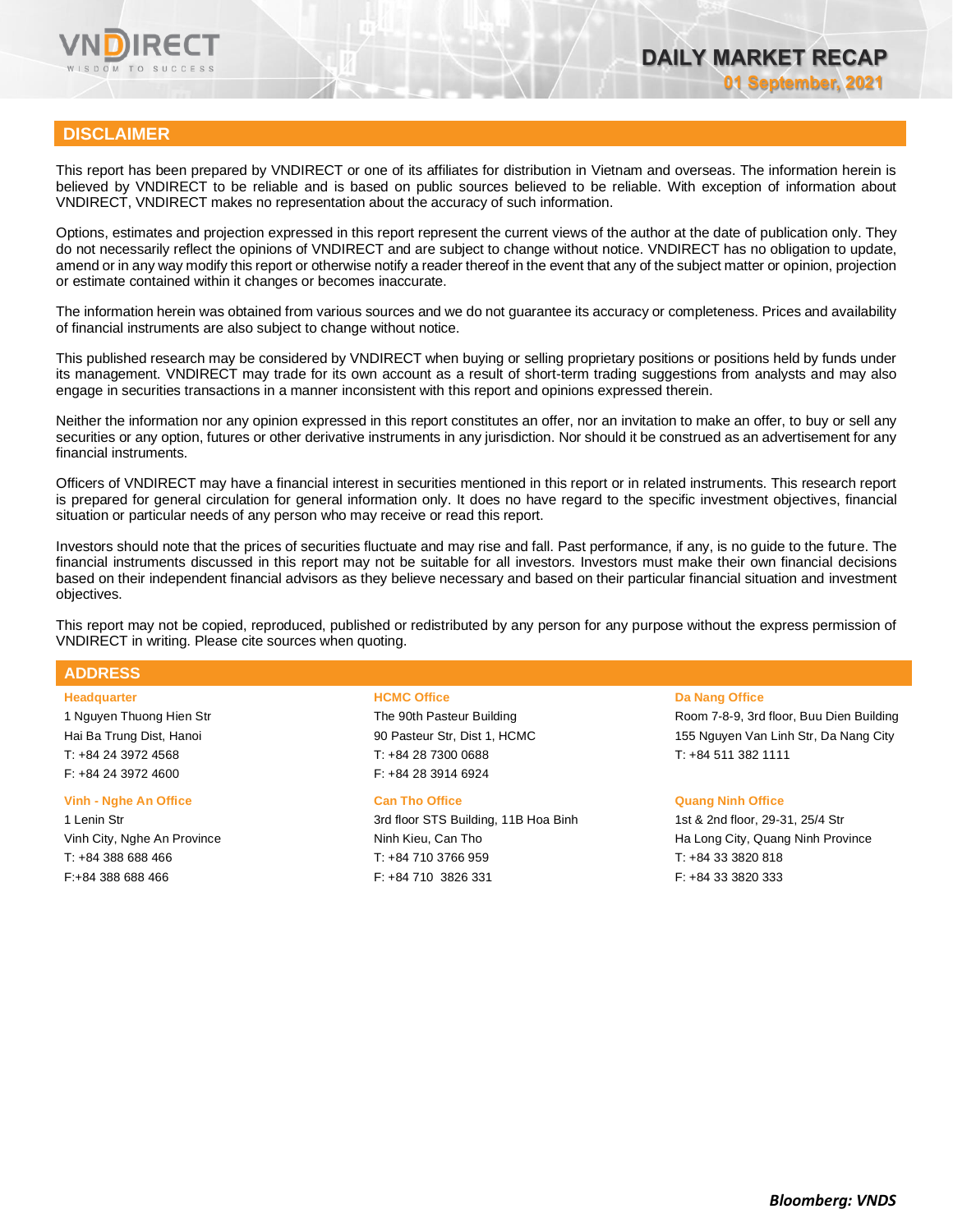## DISCLAIMER

This report has been prepared by VNDIRECT or one of its affiliates for distribution in Vietnam and overseas. The information herein is believed by VNDIRECT to be reliable and is based on public sources believed to be reliable. With exception of information about VNDIRECT, VNDIRECT makes no representation about the accuracy of such information.

Options, estimates and projection expressed in this report represent the current views of the author at the date of publication only. They do not necessarily reflect the opinions of VNDIRECT and are subject to change without notice. VNDIRECT has no obligation to update, amend or in any way modify this report or otherwise notify a reader thereof in the event that any of the subject matter or opinion, projection or estimate contained within it changes or becomes inaccurate.

The information herein was obtained from various sources and we do not guarantee its accuracy or completeness. Prices and availability of financial instruments are also subject to change without notice.

This published research may be considered by VNDIRECT when buying or selling proprietary positions or positions held by funds under its management. VNDIRECT may trade for its own account as a result of short-term trading suggestions from analysts and may also engage in securities transactions in a manner inconsistent with this report and opinions expressed therein.

Neither the information nor any opinion expressed in this report constitutes an offer, nor an invitation to make an offer, to buy or sell any securities or any option, futures or other derivative instruments in any jurisdiction. Nor should it be construed as an advertisement for any financial instruments.

Officers of VNDIRECT may have a financial interest in securities mentioned in this report or in related instruments. This research report is prepared for general circulation for general information only. It does no have regard to the specific investment objectives, financial situation or particular needs of any person who may receive or read this report.

Investors should note that the prices of securities fluctuate and may rise and fall. Past performance, if any, is no guide to the future. The financial instruments discussed in this report may not be suitable for all investors. Investors must make their own financial decisions based on their independent financial advisors as they believe necessary and based on their particular financial situation and investment objectives.

This report may not be copied, reproduced, published or redistributed by any person for any purpose without the express permission of VNDIRECT in writing. Please cite sources when quoting.

## ADDRESS

**Headquarter**
1 Nguyen Thuong Hien Str
Hai Ba Trung Dist, Hanoi
T: +84 24 3972 4568
F: +84 24 3972 4600

**HCMC Office**
The 90th Pasteur Building
90 Pasteur Str, Dist 1, HCMC
T: +84 28 7300 0688
F: +84 28 3914 6924

**Da Nang Office**
Room 7-8-9, 3rd floor, Buu Dien Building
155 Nguyen Van Linh Str, Da Nang City
T: +84 511 382 1111

**Vinh - Nghe An Office**
1 Lenin Str
Vinh City, Nghe An Province
T: +84 388 688 466
F:+84 388 688 466

**Can Tho Office**
3rd floor STS Building, 11B Hoa Binh
Ninh Kieu, Can Tho
T: +84 710 3766 959
F: +84 710 3826 331

**Quang Ninh Office**
1st & 2nd floor, 29-31, 25/4 Str
Ha Long City, Quang Ninh Province
T: +84 33 3820 818
F: +84 33 3820 333